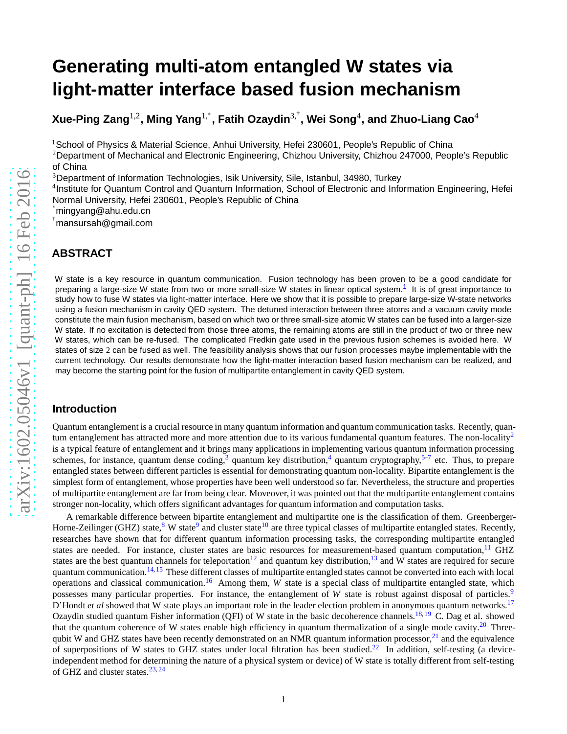# Generating multi-atom entangled W states via light-matter interface based fusion mechanism

**Xue-Ping Zang**[1,2]**, Ming Yang**[1,*]**, Fatih Ozaydin**[3,†]**, Wei Song**[4]**, and Zhuo-Liang Cao**[4]

[1]School of Physics & Material Science, Anhui University, Hefei 230601, People's Republic of China

[2]Department of Mechanical and Electronic Engineering, Chizhou University, Chizhou 247000, People's Republic of China

[3]Department of Information Technologies, Isik University, Sile, Istanbul, 34980, Turkey

[4]Institute for Quantum Control and Quantum Information, School of Electronic and Information Engineering, Hefei Normal University, Hefei 230601, People's Republic of China

[*]mingyang@ahu.edu.cn

[†]mansursah@gmail.com

## ABSTRACT

W state is a key resource in quantum communication. Fusion technology has been proven to be a good candidate for preparing a large-size W state from two or more small-size W states in linear optical system.[1] It is of great importance to study how to fuse W states via light-matter interface. Here we show that it is possible to prepare large-size W-state networks using a fusion mechanism in cavity QED system. The detuned interaction between three atoms and a vacuum cavity mode constitute the main fusion mechanism, based on which two or three small-size atomic W states can be fused into a larger-size W state. If no excitation is detected from those three atoms, the remaining atoms are still in the product of two or three new W states, which can be re-fused. The complicated Fredkin gate used in the previous fusion schemes is avoided here. W states of size 2 can be fused as well. The feasibility analysis shows that our fusion processes maybe implementable with the current technology. Our results demonstrate how the light-matter interaction based fusion mechanism can be realized, and may become the starting point for the fusion of multipartite entanglement in cavity QED system.

## Introduction

Quantum entanglement is a crucial resource in many quantum information and quantum communication tasks. Recently, quantum entanglement has attracted more and more attention due to its various fundamental quantum features. The non-locality[2] is a typical feature of entanglement and it brings many applications in implementing various quantum information processing schemes, for instance, quantum dense coding,[3] quantum key distribution,[4] quantum cryptography,[5–7] etc. Thus, to prepare entangled states between different particles is essential for demonstrating quantum non-locality. Bipartite entanglement is the simplest form of entanglement, whose properties have been well understood so far. Nevertheless, the structure and properties of multipartite entanglement are far from being clear. Moveover, it was pointed out that the multipartite entanglement contains stronger non-locality, which offers significant advantages for quantum information and computation tasks.

A remarkable difference between bipartite entanglement and multipartite one is the classification of them. Greenberger-Horne-Zeilinger (GHZ) state,[8] W state[9] and cluster state[10] are three typical classes of multipartite entangled states. Recently, researches have shown that for different quantum information processing tasks, the corresponding multipartite entangled states are needed. For instance, cluster states are basic resources for measurement-based quantum computation,[11] GHZ states are the best quantum channels for teleportation[12] and quantum key distribution,[13] and W states are required for secure quantum communication.[14,15] These different classes of multipartite entangled states cannot be converted into each with local operations and classical communication.[16] Among them, *W* state is a special class of multipartite entangled state, which possesses many particular properties. For instance, the entanglement of *W* state is robust against disposal of particles.[9] D'Hondt *et al* showed that W state plays an important role in the leader election problem in anonymous quantum networks.[17] Ozaydin studied quantum Fisher information (QFI) of W state in the basic decoherence channels.[18,19] C. Dag et al. showed that the quantum coherence of W states enable high efficiency in quantum thermalization of a single mode cavity.[20] Three-qubit W and GHZ states have been recently demonstrated on an NMR quantum information processor,[21] and the equivalence of superpositions of W states to GHZ states under local filtration has been studied.[22] In addition, self-testing (a device-independent method for determining the nature of a physical system or device) of W state is totally different from self-testing of GHZ and cluster states.[23,24]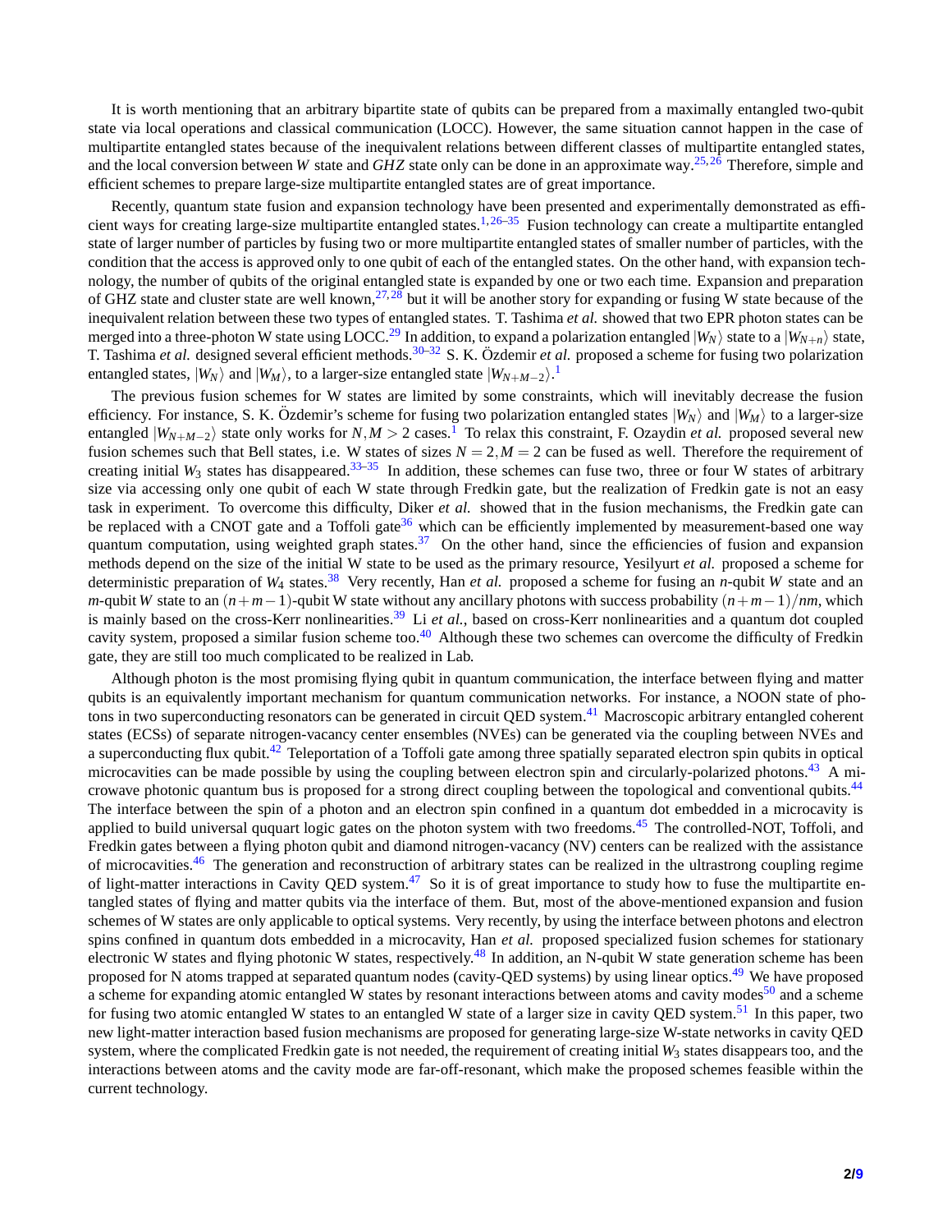It is worth mentioning that an arbitrary bipartite state of qubits can be prepared from a maximally entangled two-qubit state via local operations and classical communication (LOCC). However, the same situation cannot happen in the case of multipartite entangled states because of the inequivalent relations between different classes of multipartite entangled states, and the local conversion between *W* state and *GHZ* state only can be done in an approximate way.[25,26] Therefore, simple and efficient schemes to prepare large-size multipartite entangled states are of great importance.

Recently, quantum state fusion and expansion technology have been presented and experimentally demonstrated as efficient ways for creating large-size multipartite entangled states.[1,26–35] Fusion technology can create a multipartite entangled state of larger number of particles by fusing two or more multipartite entangled states of smaller number of particles, with the condition that the access is approved only to one qubit of each of the entangled states. On the other hand, with expansion technology, the number of qubits of the original entangled state is expanded by one or two each time. Expansion and preparation of GHZ state and cluster state are well known,[27,28] but it will be another story for expanding or fusing W state because of the inequivalent relation between these two types of entangled states. T. Tashima *et al.* showed that two EPR photon states can be merged into a three-photon W state using LOCC.[29] In addition, to expand a polarization entangled $|W_N\rangle$ state to a $|W_{N+n}\rangle$ state, T. Tashima *et al.* designed several efficient methods.[30–32] S. K. Özdemir *et al.* proposed a scheme for fusing two polarization entangled states, $|W_N\rangle$ and $|W_M\rangle$, to a larger-size entangled state $|W_{N+M-2}\rangle$.[1]

The previous fusion schemes for W states are limited by some constraints, which will inevitably decrease the fusion efficiency. For instance, S. K. Özdemir's scheme for fusing two polarization entangled states $|W_N\rangle$ and $|W_M\rangle$ to a larger-size entangled $|W_{N+M-2}\rangle$ state only works for $N,M > 2$ cases.[1] To relax this constraint, F. Ozaydin *et al.* proposed several new fusion schemes such that Bell states, i.e. W states of sizes $N = 2, M = 2$ can be fused as well. Therefore the requirement of creating initial $W_3$ states has disappeared.[33–35] In addition, these schemes can fuse two, three or four W states of arbitrary size via accessing only one qubit of each W state through Fredkin gate, but the realization of Fredkin gate is not an easy task in experiment. To overcome this difficulty, Diker *et al.* showed that in the fusion mechanisms, the Fredkin gate can be replaced with a CNOT gate and a Toffoli gate[36] which can be efficiently implemented by measurement-based one way quantum computation, using weighted graph states.[37] On the other hand, since the efficiencies of fusion and expansion methods depend on the size of the initial W state to be used as the primary resource, Yesilyurt *et al.* proposed a scheme for deterministic preparation of $W_4$ states.[38] Very recently, Han *et al.* proposed a scheme for fusing an $n$-qubit $W$ state and an $m$-qubit $W$ state to an $(n+m-1)$-qubit W state without any ancillary photons with success probability $(n+m-1)/nm$, which is mainly based on the cross-Kerr nonlinearities.[39] Li *et al.*, based on cross-Kerr nonlinearities and a quantum dot coupled cavity system, proposed a similar fusion scheme too.[40] Although these two schemes can overcome the difficulty of Fredkin gate, they are still too much complicated to be realized in Lab.

Although photon is the most promising flying qubit in quantum communication, the interface between flying and matter qubits is an equivalently important mechanism for quantum communication networks. For instance, a NOON state of photons in two superconducting resonators can be generated in circuit QED system.[41] Macroscopic arbitrary entangled coherent states (ECSs) of separate nitrogen-vacancy center ensembles (NVEs) can be generated via the coupling between NVEs and a superconducting flux qubit.[42] Teleportation of a Toffoli gate among three spatially separated electron spin qubits in optical microcavities can be made possible by using the coupling between electron spin and circularly-polarized photons.[43] A microwave photonic quantum bus is proposed for a strong direct coupling between the topological and conventional qubits.[44] The interface between the spin of a photon and an electron spin confined in a quantum dot embedded in a microcavity is applied to build universal ququart logic gates on the photon system with two freedoms.[45] The controlled-NOT, Toffoli, and Fredkin gates between a flying photon qubit and diamond nitrogen-vacancy (NV) centers can be realized with the assistance of microcavities.[46] The generation and reconstruction of arbitrary states can be realized in the ultrastrong coupling regime of light-matter interactions in Cavity QED system.[47] So it is of great importance to study how to fuse the multipartite entangled states of flying and matter qubits via the interface of them. But, most of the above-mentioned expansion and fusion schemes of W states are only applicable to optical systems. Very recently, by using the interface between photons and electron spins confined in quantum dots embedded in a microcavity, Han *et al.* proposed specialized fusion schemes for stationary electronic W states and flying photonic W states, respectively.[48] In addition, an N-qubit W state generation scheme has been proposed for N atoms trapped at separated quantum nodes (cavity-QED systems) by using linear optics.[49] We have proposed a scheme for expanding atomic entangled W states by resonant interactions between atoms and cavity modes[50] and a scheme for fusing two atomic entangled W states to an entangled W state of a larger size in cavity QED system.[51] In this paper, two new light-matter interaction based fusion mechanisms are proposed for generating large-size W-state networks in cavity QED system, where the complicated Fredkin gate is not needed, the requirement of creating initial $W_3$ states disappears too, and the interactions between atoms and the cavity mode are far-off-resonant, which make the proposed schemes feasible within the current technology.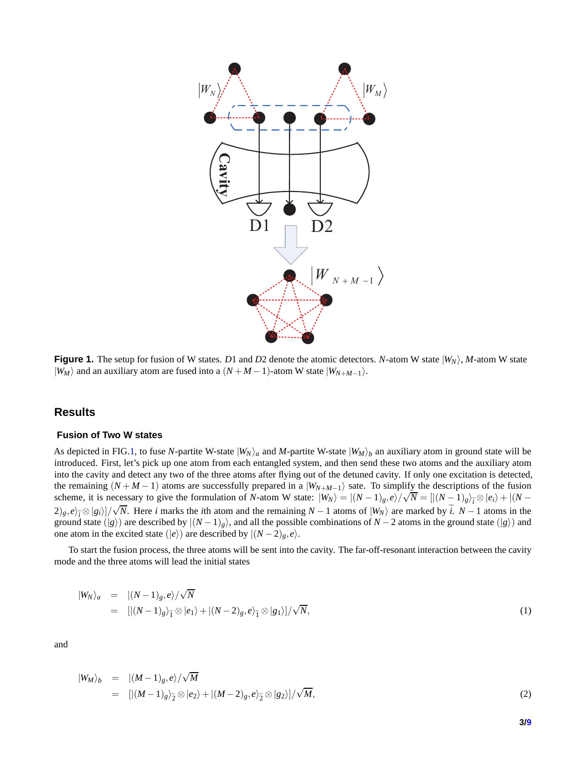**Figure 1.** The setup for fusion of W states. $D1$ and $D2$ denote the atomic detectors. $N$-atom W state $|W_N\rangle$, $M$-atom W state $|W_M\rangle$ and an auxiliary atom are fused into a $(N+M-1)$-atom W state $|W_{N+M-1}\rangle$.

## Results

### Fusion of Two W states

As depicted in FIG.1, to fuse $N$-partite W-state $|W_N\rangle_a$ and $M$-partite W-state $|W_M\rangle_b$ an auxiliary atom in ground state will be introduced. First, let's pick up one atom from each entangled system, and then send these two atoms and the auxiliary atom into the cavity and detect any two of the three atoms after flying out of the detuned cavity. If only one excitation is detected, the remaining $(N+M-1)$ atoms are successfully prepared in a $|W_{N+M-1}\rangle$ sate. To simplify the descriptions of the fusion scheme, it is necessary to give the formulation of $N$-atom W state: $|W_N\rangle = |(N-1)_g, e\rangle/\sqrt{N} = [|(N-1)_g\rangle_{\widetilde{i}} \otimes |e_i\rangle + |(N-2)_g, e\rangle_{\widetilde{i}} \otimes |g_i\rangle]/\sqrt{N}$. Here $i$ marks the $i$th atom and the remaining $N-1$ atoms of $|W_N\rangle$ are marked by $\widetilde{i}$. $N-1$ atoms in the ground state ($|g\rangle$) are described by $|(N-1)_g\rangle$, and all the possible combinations of $N-2$ atoms in the ground state ($|g\rangle$) and one atom in the excited state ($|e\rangle$) are described by $|(N-2)_g, e\rangle$.

To start the fusion process, the three atoms will be sent into the cavity. The far-off-resonant interaction between the cavity mode and the three atoms will lead the initial states

$$
\begin{aligned}
|W_N\rangle_a &= |(N-1)_g, e\rangle/\sqrt{N} \\
&= [|(N-1)_g\rangle_{\widetilde{1}} \otimes |e_1\rangle + |(N-2)_g, e\rangle_{\widetilde{1}} \otimes |g_1\rangle]/\sqrt{N},
\end{aligned}
\tag{1}
$$

and

$$
\begin{aligned}
|W_M\rangle_b &= |(M-1)_g, e\rangle/\sqrt{M} \\
&= [|(M-1)_g\rangle_{\widetilde{2}} \otimes |e_2\rangle + |(M-2)_g, e\rangle_{\widetilde{2}} \otimes |g_2\rangle]/\sqrt{M},
\end{aligned}
\tag{2}
$$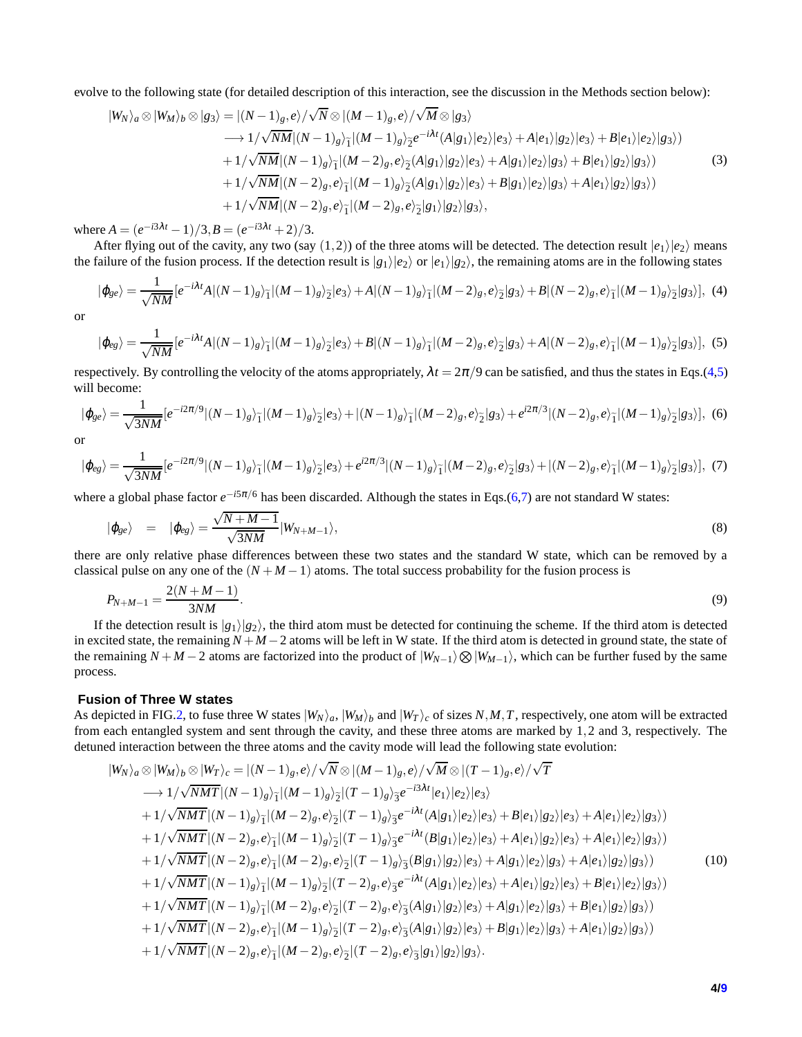evolve to the following state (for detailed description of this interaction, see the discussion in the Methods section below):

$$
\begin{aligned}
|W_N\rangle_a \otimes |W_M\rangle_b \otimes |g_3\rangle &= |(N-1)_g, e\rangle/\sqrt{N} \otimes |(M-1)_g, e\rangle/\sqrt{M} \otimes |g_3\rangle \\
&\longrightarrow 1/\sqrt{NM}|(N-1)_g\rangle_{\bar{1}}|(M-1)_g\rangle_{\bar{2}} e^{-i\lambda t}(A|g_1\rangle|e_2\rangle|e_3\rangle + A|e_1\rangle|g_2\rangle|e_3\rangle + B|e_1\rangle|e_2\rangle|g_3\rangle) \\
&+ 1/\sqrt{NM}|(N-1)_g\rangle_{\bar{1}}|(M-2)_g, e\rangle_{\bar{2}}(A|g_1\rangle|g_2\rangle|e_3\rangle + A|g_1\rangle|e_2\rangle|g_3\rangle + B|e_1\rangle|g_2\rangle|g_3\rangle) \\
&+ 1/\sqrt{NM}|(N-2)_g, e\rangle_{\bar{1}}|(M-1)_g\rangle_{\bar{2}}(A|g_1\rangle|g_2\rangle|e_3\rangle + B|g_1\rangle|e_2\rangle|g_3\rangle + A|e_1\rangle|g_2\rangle|g_3\rangle) \\
&+ 1/\sqrt{NM}|(N-2)_g, e\rangle_{\bar{1}}|(M-2)_g, e\rangle_{\bar{2}}|g_1\rangle|g_2\rangle|g_3\rangle,
\end{aligned} \tag{3}
$$

where $A = (e^{-i3\lambda t} - 1)/3, B = (e^{-i3\lambda t} + 2)/3$.

After flying out of the cavity, any two (say $(1,2)$) of the three atoms will be detected. The detection result $|e_1\rangle|e_2\rangle$ means the failure of the fusion process. If the detection result is $|g_1\rangle|e_2\rangle$ or $|e_1\rangle|g_2\rangle$, the remaining atoms are in the following states

$$
|\phi_{ge}\rangle = \frac{1}{\sqrt{NM}}[e^{-i\lambda t}A|(N-1)_g\rangle_{\bar{1}}|(M-1)_g\rangle_{\bar{2}}|e_3\rangle + A|(N-1)_g\rangle_{\bar{1}}|(M-2)_g, e\rangle_{\bar{2}}|g_3\rangle + B|(N-2)_g, e\rangle_{\bar{1}}|(M-1)_g\rangle_{\bar{2}}|g_3\rangle], \tag{4}
$$

or

$$
|\phi_{eg}\rangle = \frac{1}{\sqrt{NM}}[e^{-i\lambda t}A|(N-1)_g\rangle_{\bar{1}}|(M-1)_g\rangle_{\bar{2}}|e_3\rangle + B|(N-1)_g\rangle_{\bar{1}}|(M-2)_g, e\rangle_{\bar{2}}|g_3\rangle + A|(N-2)_g, e\rangle_{\bar{1}}|(M-1)_g\rangle_{\bar{2}}|g_3\rangle], \tag{5}
$$

respectively. By controlling the velocity of the atoms appropriately, $\lambda t = 2\pi/9$ can be satisfied, and thus the states in Eqs.(4,5) will become:

$$
|\phi_{ge}\rangle = \frac{1}{\sqrt{3NM}}[e^{-i2\pi/9}|(N-1)_g\rangle_{\bar{1}}|(M-1)_g\rangle_{\bar{2}}|e_3\rangle + |(N-1)_g\rangle_{\bar{1}}|(M-2)_g, e\rangle_{\bar{2}}|g_3\rangle + e^{i2\pi/3}|(N-2)_g, e\rangle_{\bar{1}}|(M-1)_g\rangle_{\bar{2}}|g_3\rangle], \tag{6}
$$

or

$$
|\phi_{eg}\rangle = \frac{1}{\sqrt{3NM}}[e^{-i2\pi/9}|(N-1)_g\rangle_{\bar{1}}|(M-1)_g\rangle_{\bar{2}}|e_3\rangle + e^{i2\pi/3}|(N-1)_g\rangle_{\bar{1}}|(M-2)_g, e\rangle_{\bar{2}}|g_3\rangle + |(N-2)_g, e\rangle_{\bar{1}}|(M-1)_g\rangle_{\bar{2}}|g_3\rangle], \tag{7}
$$

where a global phase factor $e^{-i5\pi/6}$ has been discarded. Although the states in Eqs.(6,7) are not standard W states:

$$
|\phi_{ge}\rangle \;\; = \;\; |\phi_{eg}\rangle = \frac{\sqrt{N+M-1}}{\sqrt{3NM}}|W_{N+M-1}\rangle, \tag{8}
$$

there are only relative phase differences between these two states and the standard W state, which can be removed by a classical pulse on any one of the $(N+M-1)$ atoms. The total success probability for the fusion process is

$$
P_{N+M-1} = \frac{2(N+M-1)}{3NM}. \tag{9}
$$

If the detection result is $|g_1\rangle|g_2\rangle$, the third atom must be detected for continuing the scheme. If the third atom is detected in excited state, the remaining $N+M-2$ atoms will be left in W state. If the third atom is detected in ground state, the state of the remaining $N+M-2$ atoms are factorized into the product of $|W_{N-1}\rangle \bigotimes |W_{M-1}\rangle$, which can be further fused by the same process.

### Fusion of Three W states

As depicted in FIG.2, to fuse three W states $|W_N\rangle_a$, $|W_M\rangle_b$ and $|W_T\rangle_c$ of sizes $N, M, T$, respectively, one atom will be extracted from each entangled system and sent through the cavity, and these three atoms are marked by $1, 2$ and $3$, respectively. The detuned interaction between the three atoms and the cavity mode will lead the following state evolution:

$$
\begin{aligned}
|W_N\rangle_a \otimes |W_M\rangle_b \otimes |W_T\rangle_c &= |(N-1)_g, e\rangle/\sqrt{N} \otimes |(M-1)_g, e\rangle/\sqrt{M} \otimes |(T-1)_g, e\rangle/\sqrt{T} \\
&\longrightarrow 1/\sqrt{NMT}|(N-1)_g\rangle_{\bar{1}}|(M-1)_g\rangle_{\bar{2}}|(T-1)_g\rangle_{\bar{3}} e^{-i3\lambda t}|e_1\rangle|e_2\rangle|e_3\rangle \\
&+ 1/\sqrt{NMT}|(N-1)_g\rangle_{\bar{1}}|(M-2)_g, e\rangle_{\bar{2}}|(T-1)_g\rangle_{\bar{3}} e^{-i\lambda t}(A|g_1\rangle|e_2\rangle|e_3\rangle + B|e_1\rangle|g_2\rangle|e_3\rangle + A|e_1\rangle|e_2\rangle|g_3\rangle) \\
&+ 1/\sqrt{NMT}|(N-2)_g, e\rangle_{\bar{1}}|(M-1)_g\rangle_{\bar{2}}|(T-1)_g\rangle_{\bar{3}} e^{-i\lambda t}(B|g_1\rangle|e_2\rangle|e_3\rangle + A|e_1\rangle|g_2\rangle|e_3\rangle + A|e_1\rangle|e_2\rangle|g_3\rangle) \\
&+ 1/\sqrt{NMT}|(N-2)_g, e\rangle_{\bar{1}}|(M-2)_g, e\rangle_{\bar{2}}|(T-1)_g\rangle_{\bar{3}}(B|g_1\rangle|g_2\rangle|e_3\rangle + A|g_1\rangle|e_2\rangle|g_3\rangle + A|e_1\rangle|g_2\rangle|g_3\rangle) \\
&+ 1/\sqrt{NMT}|(N-1)_g\rangle_{\bar{1}}|(M-1)_g\rangle_{\bar{2}}|(T-2)_g, e\rangle_{\bar{3}} e^{-i\lambda t}(A|g_1\rangle|e_2\rangle|e_3\rangle + A|e_1\rangle|g_2\rangle|e_3\rangle + B|e_1\rangle|e_2\rangle|g_3\rangle) \\
&+ 1/\sqrt{NMT}|(N-1)_g\rangle_{\bar{1}}|(M-2)_g, e\rangle_{\bar{2}}|(T-2)_g, e\rangle_{\bar{3}}(A|g_1\rangle|g_2\rangle|e_3\rangle + A|g_1\rangle|e_2\rangle|g_3\rangle + B|e_1\rangle|g_2\rangle|g_3\rangle) \\
&+ 1/\sqrt{NMT}|(N-2)_g, e\rangle_{\bar{1}}|(M-1)_g\rangle_{\bar{2}}|(T-2)_g, e\rangle_{\bar{3}}(A|g_1\rangle|g_2\rangle|e_3\rangle + B|g_1\rangle|e_2\rangle|g_3\rangle + A|e_1\rangle|g_2\rangle|g_3\rangle) \\
&+ 1/\sqrt{NMT}|(N-2)_g, e\rangle_{\bar{1}}|(M-2)_g, e\rangle_{\bar{2}}|(T-2)_g, e\rangle_{\bar{3}}|g_1\rangle|g_2\rangle|g_3\rangle.
\end{aligned} \tag{10}
$$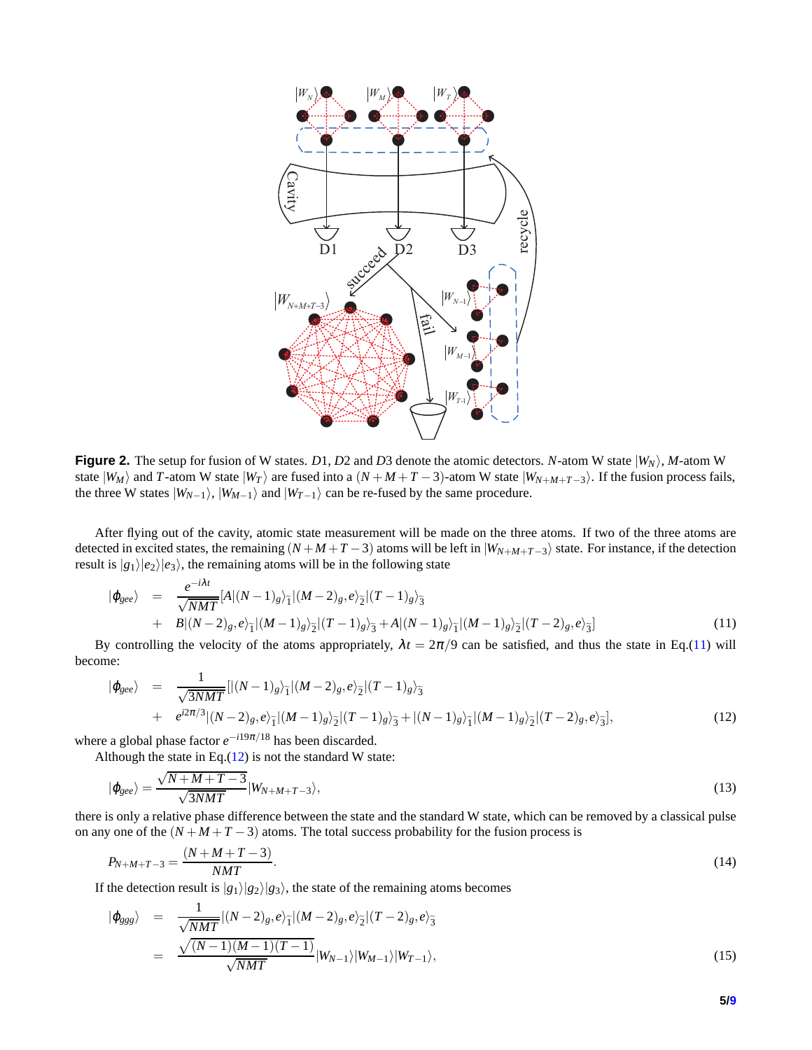**Figure 2.** The setup for fusion of W states. $D1$, $D2$ and $D3$ denote the atomic detectors. $N$-atom W state $|W_N\rangle$, $M$-atom W state $|W_M\rangle$ and $T$-atom W state $|W_T\rangle$ are fused into a $(N+M+T-3)$-atom W state $|W_{N+M+T-3}\rangle$. If the fusion process fails, the three W states $|W_{N-1}\rangle$, $|W_{M-1}\rangle$ and $|W_{T-1}\rangle$ can be re-fused by the same procedure.

After flying out of the cavity, atomic state measurement will be made on the three atoms. If two of the three atoms are detected in excited states, the remaining $(N+M+T-3)$ atoms will be left in $|W_{N+M+T-3}\rangle$ state. For instance, if the detection result is $|g_1\rangle|e_2\rangle|e_3\rangle$, the remaining atoms will be in the following state

$$
\begin{aligned}
|\phi_{gee}\rangle &= \frac{e^{-i\lambda t}}{\sqrt{NMT}}[A|(N-1)_g\rangle_{\tilde{1}}|(M-2)_g,e\rangle_{\tilde{2}}|(T-1)_g\rangle_{\tilde{3}} \\
&+ B|(N-2)_g,e\rangle_{\tilde{1}}|(M-1)_g\rangle_{\tilde{2}}|(T-1)_g\rangle_{\tilde{3}}+A|(N-1)_g\rangle_{\tilde{1}}|(M-1)_g\rangle_{\tilde{2}}|(T-2)_g,e\rangle_{\tilde{3}}]
\end{aligned}
\tag{11}
$$

By controlling the velocity of the atoms appropriately, $\lambda t = 2\pi/9$ can be satisfied, and thus the state in Eq.(11) will become:

$$
\begin{aligned}
|\phi_{gee}\rangle &= \frac{1}{\sqrt{3NMT}}[|(N-1)_g\rangle_{\tilde{1}}|(M-2)_g,e\rangle_{\tilde{2}}|(T-1)_g\rangle_{\tilde{3}} \\
&+ e^{i2\pi/3}|(N-2)_g,e\rangle_{\tilde{1}}|(M-1)_g\rangle_{\tilde{2}}|(T-1)_g\rangle_{\tilde{3}}+|(N-1)_g\rangle_{\tilde{1}}|(M-1)_g\rangle_{\tilde{2}}|(T-2)_g,e\rangle_{\tilde{3}}],
\end{aligned}
\tag{12}
$$

where a global phase factor $e^{-i19\pi/18}$ has been discarded.

Although the state in Eq.(12) is not the standard W state:

$$
|\phi_{gee}\rangle = \frac{\sqrt{N+M+T-3}}{\sqrt{3NMT}}|W_{N+M+T-3}\rangle,
\tag{13}
$$

there is only a relative phase difference between the state and the standard W state, which can be removed by a classical pulse on any one of the $(N+M+T-3)$ atoms. The total success probability for the fusion process is

$$
P_{N+M+T-3} = \frac{(N+M+T-3)}{NMT}.
\tag{14}
$$

If the detection result is $|g_1\rangle|g_2\rangle|g_3\rangle$, the state of the remaining atoms becomes

$$
\begin{aligned}
|\phi_{ggg}\rangle &= \frac{1}{\sqrt{NMT}}|(N-2)_g,e\rangle_{\tilde{1}}|(M-2)_g,e\rangle_{\tilde{2}}|(T-2)_g,e\rangle_{\tilde{3}} \\
&= \frac{\sqrt{(N-1)(M-1)(T-1)}}{\sqrt{NMT}}|W_{N-1}\rangle|W_{M-1}\rangle|W_{T-1}\rangle,
\end{aligned}
\tag{15}
$$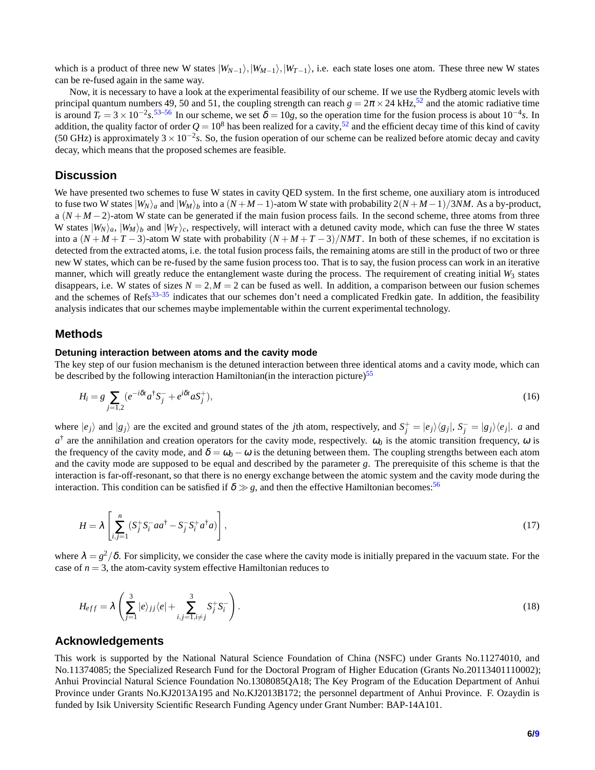which is a product of three new W states $|W_{N-1}\rangle, |W_{M-1}\rangle, |W_{T-1}\rangle$, i.e. each state loses one atom. These three new W states can be re-fused again in the same way.

Now, it is necessary to have a look at the experimental feasibility of our scheme. If we use the Rydberg atomic levels with principal quantum numbers 49, 50 and 51, the coupling strength can reach $g = 2\pi \times 24$ kHz,[52] and the atomic radiative time is around $T_r = 3 \times 10^{-2}s$.[53–56] In our scheme, we set $\delta = 10g$, so the operation time for the fusion process is about $10^{-4}s$. In addition, the quality factor of order $Q = 10^8$ has been realized for a cavity,[52] and the efficient decay time of this kind of cavity (50 GHz) is approximately $3 \times 10^{-2}s$. So, the fusion operation of our scheme can be realized before atomic decay and cavity decay, which means that the proposed schemes are feasible.

## Discussion

We have presented two schemes to fuse W states in cavity QED system. In the first scheme, one auxiliary atom is introduced to fuse two W states $|W_N\rangle_a$ and $|W_M\rangle_b$ into a $(N+M-1)$-atom W state with probability $2(N+M-1)/3NM$. As a by-product, a $(N+M-2)$-atom W state can be generated if the main fusion process fails. In the second scheme, three atoms from three W states $|W_N\rangle_a$, $|W_M\rangle_b$ and $|W_T\rangle_c$, respectively, will interact with a detuned cavity mode, which can fuse the three W states into a $(N+M+T-3)$-atom W state with probability $(N+M+T-3)/NMT$. In both of these schemes, if no excitation is detected from the extracted atoms, i.e. the total fusion process fails, the remaining atoms are still in the product of two or three new W states, which can be re-fused by the same fusion process too. That is to say, the fusion process can work in an iterative manner, which will greatly reduce the entanglement waste during the process. The requirement of creating initial $W_3$ states disappears, i.e. W states of sizes $N = 2, M = 2$ can be fused as well. In addition, a comparison between our fusion schemes and the schemes of Refs[33–35] indicates that our schemes don't need a complicated Fredkin gate. In addition, the feasibility analysis indicates that our schemes maybe implementable within the current experimental technology.

## Methods

### Detuning interaction between atoms and the cavity mode

The key step of our fusion mechanism is the detuned interaction between three identical atoms and a cavity mode, which can be described by the following interaction Hamiltonian(in the interaction picture)[55]

$$H_i = g \sum_{j=1,2} (e^{-i\delta t} a^\dagger S_j^- + e^{i\delta t} a S_j^+), \tag{16}$$

where $|e_j\rangle$ and $|g_j\rangle$ are the excited and ground states of the $j$th atom, respectively, and $S_j^+ = |e_j\rangle\langle g_j|$, $S_j^- = |g_j\rangle\langle e_j|$. $a$ and $a^\dagger$ are the annihilation and creation operators for the cavity mode, respectively. $\omega_0$ is the atomic transition frequency, $\omega$ is the frequency of the cavity mode, and $\delta = \omega_0 - \omega$ is the detuning between them. The coupling strengths between each atom and the cavity mode are supposed to be equal and described by the parameter $g$. The prerequisite of this scheme is that the interaction is far-off-resonant, so that there is no energy exchange between the atomic system and the cavity mode during the interaction. This condition can be satisfied if $\delta \gg g$, and then the effective Hamiltonian becomes:[56]

$$H = \lambda \left[ \sum_{i,j=1}^{n} (S_j^+ S_i^- a a^\dagger - S_j^- S_i^+ a^\dagger a) \right], \tag{17}$$

where $\lambda = g^2/\delta$. For simplicity, we consider the case where the cavity mode is initially prepared in the vacuum state. For the case of $n = 3$, the atom-cavity system effective Hamiltonian reduces to

$$H_{eff} = \lambda \left( \sum_{j=1}^{3} |e\rangle_{jj}\langle e| + \sum_{i,j=1, i\neq j}^{3} S_j^+ S_i^- \right). \tag{18}$$

## Acknowledgements

This work is supported by the National Natural Science Foundation of China (NSFC) under Grants No.11274010, and No.11374085; the Specialized Research Fund for the Doctoral Program of Higher Education (Grants No.20113401110002); Anhui Provincial Natural Science Foundation No.1308085QA18; The Key Program of the Education Department of Anhui Province under Grants No.KJ2013A195 and No.KJ2013B172; the personnel department of Anhui Province. F. Ozaydin is funded by Isik University Scientific Research Funding Agency under Grant Number: BAP-14A101.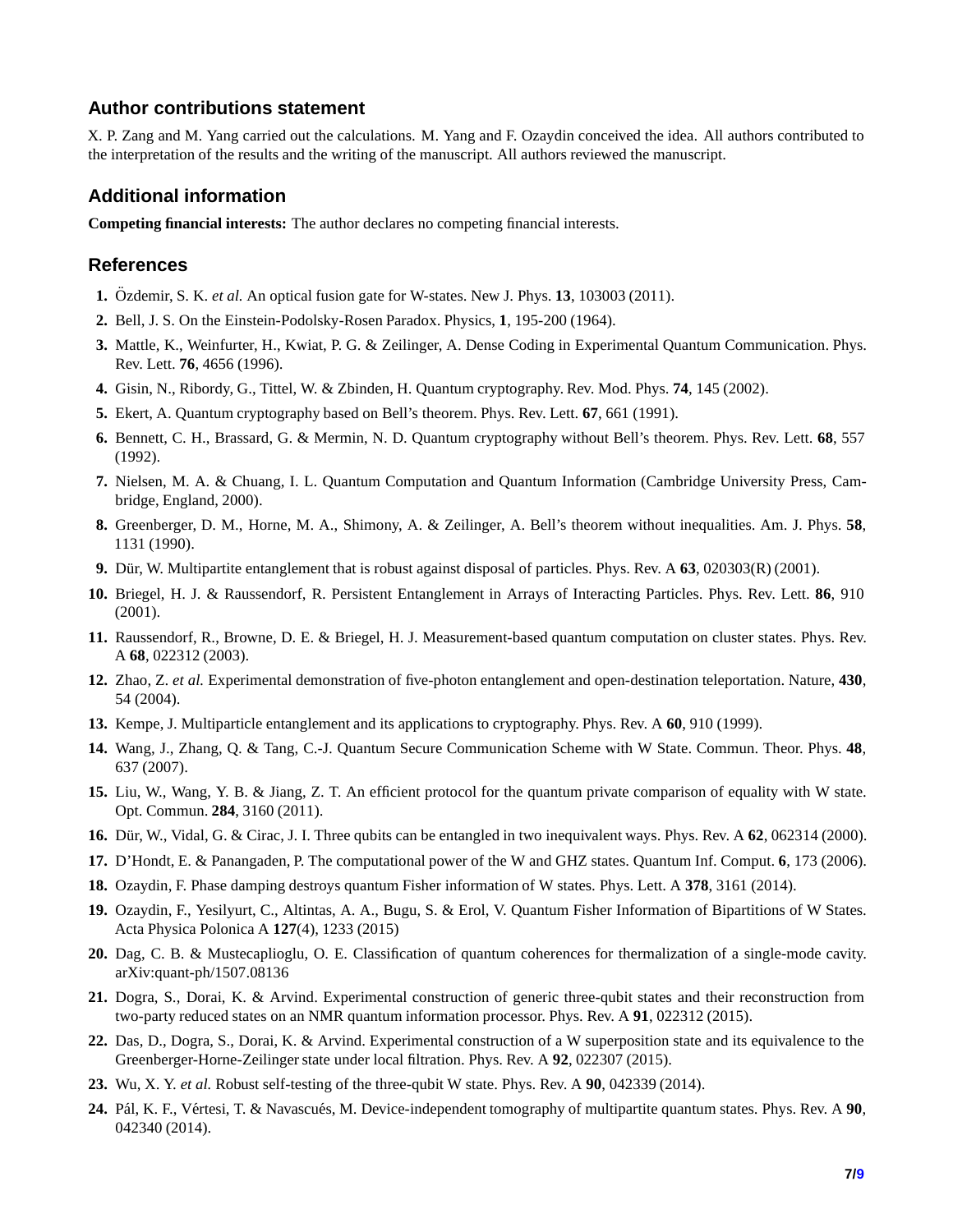## Author contributions statement

X. P. Zang and M. Yang carried out the calculations. M. Yang and F. Ozaydin conceived the idea. All authors contributed to the interpretation of the results and the writing of the manuscript. All authors reviewed the manuscript.

## Additional information

**Competing financial interests:** The author declares no competing financial interests.

## References

1. Özdemir, S. K. *et al.* An optical fusion gate for W-states. New J. Phys. **13**, 103003 (2011).
2. Bell, J. S. On the Einstein-Podolsky-Rosen Paradox. Physics, **1**, 195-200 (1964).
3. Mattle, K., Weinfurter, H., Kwiat, P. G. & Zeilinger, A. Dense Coding in Experimental Quantum Communication. Phys. Rev. Lett. **76**, 4656 (1996).
4. Gisin, N., Ribordy, G., Tittel, W. & Zbinden, H. Quantum cryptography. Rev. Mod. Phys. **74**, 145 (2002).
5. Ekert, A. Quantum cryptography based on Bell's theorem. Phys. Rev. Lett. **67**, 661 (1991).
6. Bennett, C. H., Brassard, G. & Mermin, N. D. Quantum cryptography without Bell's theorem. Phys. Rev. Lett. **68**, 557 (1992).
7. Nielsen, M. A. & Chuang, I. L. Quantum Computation and Quantum Information (Cambridge University Press, Cambridge, England, 2000).
8. Greenberger, D. M., Horne, M. A., Shimony, A. & Zeilinger, A. Bell's theorem without inequalities. Am. J. Phys. **58**, 1131 (1990).
9. Dür, W. Multipartite entanglement that is robust against disposal of particles. Phys. Rev. A **63**, 020303(R) (2001).
10. Briegel, H. J. & Raussendorf, R. Persistent Entanglement in Arrays of Interacting Particles. Phys. Rev. Lett. **86**, 910 (2001).
11. Raussendorf, R., Browne, D. E. & Briegel, H. J. Measurement-based quantum computation on cluster states. Phys. Rev. A **68**, 022312 (2003).
12. Zhao, Z. *et al.* Experimental demonstration of five-photon entanglement and open-destination teleportation. Nature, **430**, 54 (2004).
13. Kempe, J. Multiparticle entanglement and its applications to cryptography. Phys. Rev. A **60**, 910 (1999).
14. Wang, J., Zhang, Q. & Tang, C.-J. Quantum Secure Communication Scheme with W State. Commun. Theor. Phys. **48**, 637 (2007).
15. Liu, W., Wang, Y. B. & Jiang, Z. T. An efficient protocol for the quantum private comparison of equality with W state. Opt. Commun. **284**, 3160 (2011).
16. Dür, W., Vidal, G. & Cirac, J. I. Three qubits can be entangled in two inequivalent ways. Phys. Rev. A **62**, 062314 (2000).
17. D'Hondt, E. & Panangaden, P. The computational power of the W and GHZ states. Quantum Inf. Comput. **6**, 173 (2006).
18. Ozaydin, F. Phase damping destroys quantum Fisher information of W states. Phys. Lett. A **378**, 3161 (2014).
19. Ozaydin, F., Yesilyurt, C., Altintas, A. A., Bugu, S. & Erol, V. Quantum Fisher Information of Bipartitions of W States. Acta Physica Polonica A **127**(4), 1233 (2015)
20. Dag, C. B. & Mustecaplioglu, O. E. Classification of quantum coherences for thermalization of a single-mode cavity. arXiv:quant-ph/1507.08136
21. Dogra, S., Dorai, K. & Arvind. Experimental construction of generic three-qubit states and their reconstruction from two-party reduced states on an NMR quantum information processor. Phys. Rev. A **91**, 022312 (2015).
22. Das, D., Dogra, S., Dorai, K. & Arvind. Experimental construction of a W superposition state and its equivalence to the Greenberger-Horne-Zeilinger state under local filtration. Phys. Rev. A **92**, 022307 (2015).
23. Wu, X. Y. *et al.* Robust self-testing of the three-qubit W state. Phys. Rev. A **90**, 042339 (2014).
24. Pál, K. F., Vértesi, T. & Navascués, M. Device-independent tomography of multipartite quantum states. Phys. Rev. A **90**, 042340 (2014).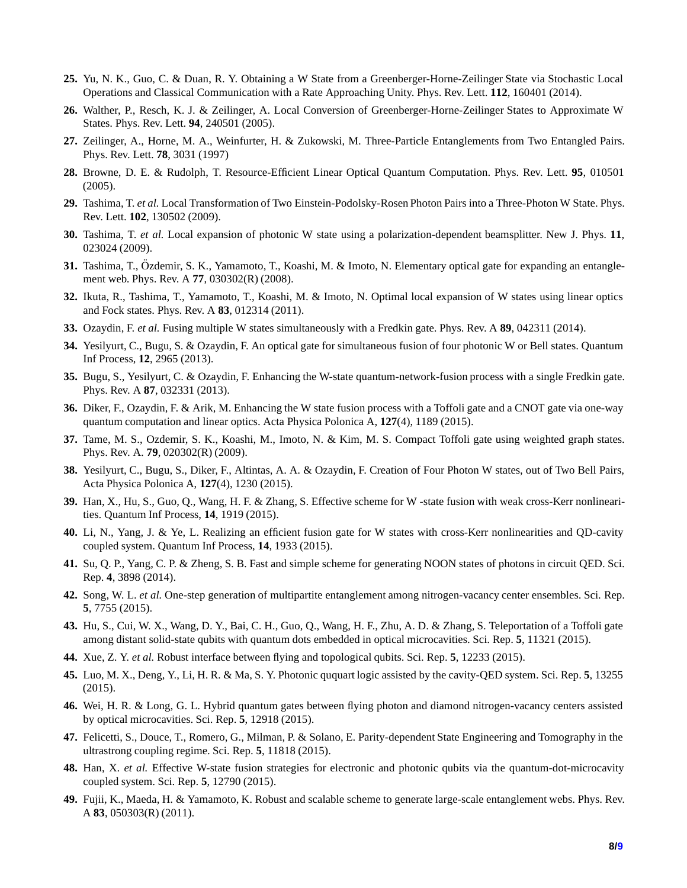**25.** Yu, N. K., Guo, C. & Duan, R. Y. Obtaining a W State from a Greenberger-Horne-Zeilinger State via Stochastic Local Operations and Classical Communication with a Rate Approaching Unity. Phys. Rev. Lett. **112**, 160401 (2014).

**26.** Walther, P., Resch, K. J. & Zeilinger, A. Local Conversion of Greenberger-Horne-Zeilinger States to Approximate W States. Phys. Rev. Lett. **94**, 240501 (2005).

**27.** Zeilinger, A., Horne, M. A., Weinfurter, H. & Zukowski, M. Three-Particle Entanglements from Two Entangled Pairs. Phys. Rev. Lett. **78**, 3031 (1997)

**28.** Browne, D. E. & Rudolph, T. Resource-Efficient Linear Optical Quantum Computation. Phys. Rev. Lett. **95**, 010501 (2005).

**29.** Tashima, T. *et al.* Local Transformation of Two Einstein-Podolsky-Rosen Photon Pairs into a Three-Photon W State. Phys. Rev. Lett. **102**, 130502 (2009).

**30.** Tashima, T. *et al.* Local expansion of photonic W state using a polarization-dependent beamsplitter. New J. Phys. **11**, 023024 (2009).

**31.** Tashima, T., Özdemir, S. K., Yamamoto, T., Koashi, M. & Imoto, N. Elementary optical gate for expanding an entanglement web. Phys. Rev. A **77**, 030302(R) (2008).

**32.** Ikuta, R., Tashima, T., Yamamoto, T., Koashi, M. & Imoto, N. Optimal local expansion of W states using linear optics and Fock states. Phys. Rev. A **83**, 012314 (2011).

**33.** Ozaydin, F. *et al.* Fusing multiple W states simultaneously with a Fredkin gate. Phys. Rev. A **89**, 042311 (2014).

**34.** Yesilyurt, C., Bugu, S. & Ozaydin, F. An optical gate for simultaneous fusion of four photonic W or Bell states. Quantum Inf Process, **12**, 2965 (2013).

**35.** Bugu, S., Yesilyurt, C. & Ozaydin, F. Enhancing the W-state quantum-network-fusion process with a single Fredkin gate. Phys. Rev. A **87**, 032331 (2013).

**36.** Diker, F., Ozaydin, F. & Arik, M. Enhancing the W state fusion process with a Toffoli gate and a CNOT gate via one-way quantum computation and linear optics. Acta Physica Polonica A, **127**(4), 1189 (2015).

**37.** Tame, M. S., Ozdemir, S. K., Koashi, M., Imoto, N. & Kim, M. S. Compact Toffoli gate using weighted graph states. Phys. Rev. A. **79**, 020302(R) (2009).

**38.** Yesilyurt, C., Bugu, S., Diker, F., Altintas, A. A. & Ozaydin, F. Creation of Four Photon W states, out of Two Bell Pairs, Acta Physica Polonica A, **127**(4), 1230 (2015).

**39.** Han, X., Hu, S., Guo, Q., Wang, H. F. & Zhang, S. Effective scheme for W -state fusion with weak cross-Kerr nonlinearities. Quantum Inf Process, **14**, 1919 (2015).

**40.** Li, N., Yang, J. & Ye, L. Realizing an efficient fusion gate for W states with cross-Kerr nonlinearities and QD-cavity coupled system. Quantum Inf Process, **14**, 1933 (2015).

**41.** Su, Q. P., Yang, C. P. & Zheng, S. B. Fast and simple scheme for generating NOON states of photons in circuit QED. Sci. Rep. **4**, 3898 (2014).

**42.** Song, W. L. *et al.* One-step generation of multipartite entanglement among nitrogen-vacancy center ensembles. Sci. Rep. **5**, 7755 (2015).

**43.** Hu, S., Cui, W. X., Wang, D. Y., Bai, C. H., Guo, Q., Wang, H. F., Zhu, A. D. & Zhang, S. Teleportation of a Toffoli gate among distant solid-state qubits with quantum dots embedded in optical microcavities. Sci. Rep. **5**, 11321 (2015).

**44.** Xue, Z. Y. *et al.* Robust interface between flying and topological qubits. Sci. Rep. **5**, 12233 (2015).

**45.** Luo, M. X., Deng, Y., Li, H. R. & Ma, S. Y. Photonic ququart logic assisted by the cavity-QED system. Sci. Rep. **5**, 13255 (2015).

**46.** Wei, H. R. & Long, G. L. Hybrid quantum gates between flying photon and diamond nitrogen-vacancy centers assisted by optical microcavities. Sci. Rep. **5**, 12918 (2015).

**47.** Felicetti, S., Douce, T., Romero, G., Milman, P. & Solano, E. Parity-dependent State Engineering and Tomography in the ultrastrong coupling regime. Sci. Rep. **5**, 11818 (2015).

**48.** Han, X. *et al.* Effective W-state fusion strategies for electronic and photonic qubits via the quantum-dot-microcavity coupled system. Sci. Rep. **5**, 12790 (2015).

**49.** Fujii, K., Maeda, H. & Yamamoto, K. Robust and scalable scheme to generate large-scale entanglement webs. Phys. Rev. A **83**, 050303(R) (2011).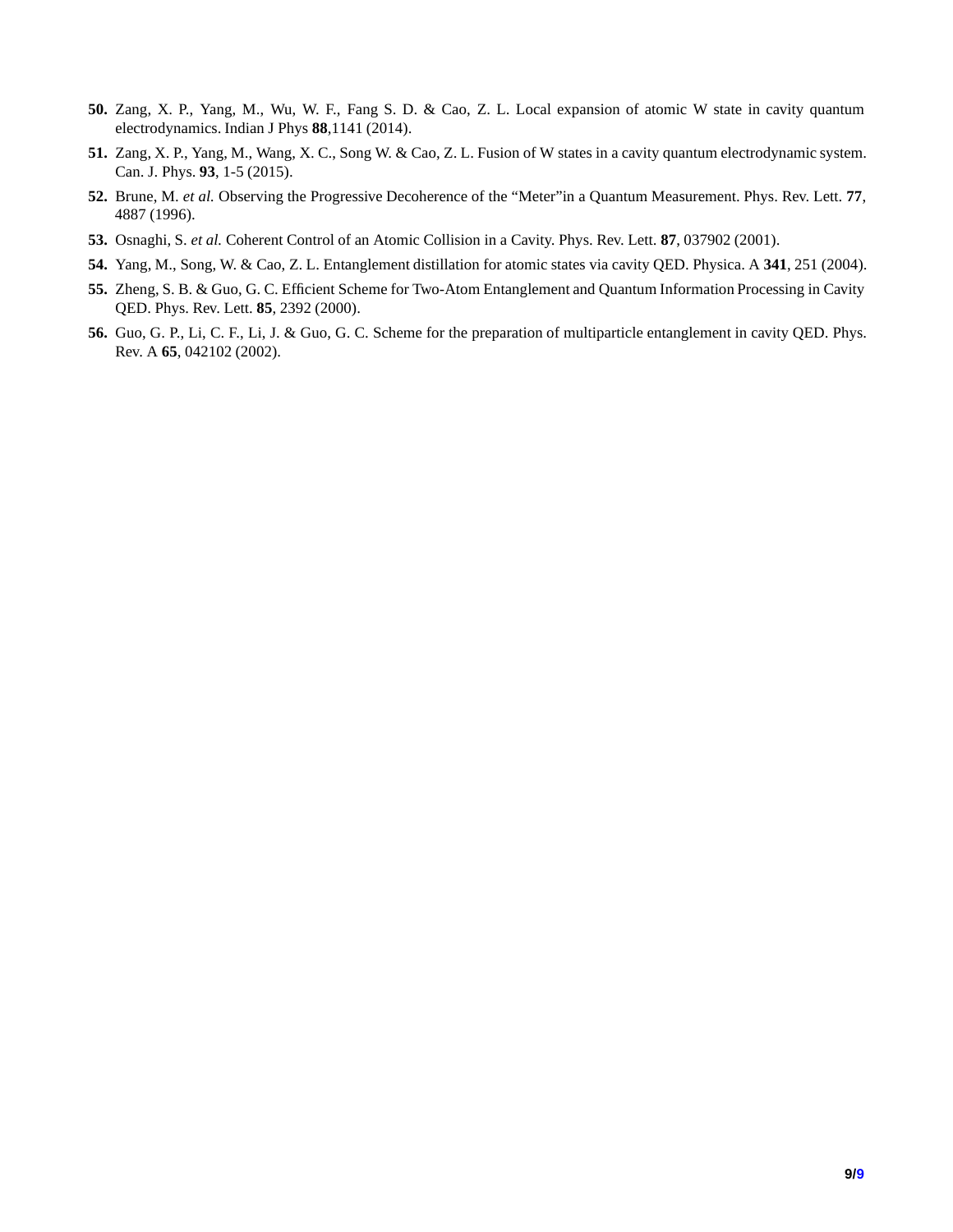**50.** Zang, X. P., Yang, M., Wu, W. F., Fang S. D. & Cao, Z. L. Local expansion of atomic W state in cavity quantum electrodynamics. Indian J Phys **88**,1141 (2014).

**51.** Zang, X. P., Yang, M., Wang, X. C., Song W. & Cao, Z. L. Fusion of W states in a cavity quantum electrodynamic system. Can. J. Phys. **93**, 1-5 (2015).

**52.** Brune, M. *et al.* Observing the Progressive Decoherence of the "Meter"in a Quantum Measurement. Phys. Rev. Lett. **77**, 4887 (1996).

**53.** Osnaghi, S. *et al.* Coherent Control of an Atomic Collision in a Cavity. Phys. Rev. Lett. **87**, 037902 (2001).

**54.** Yang, M., Song, W. & Cao, Z. L. Entanglement distillation for atomic states via cavity QED. Physica. A **341**, 251 (2004).

**55.** Zheng, S. B. & Guo, G. C. Efficient Scheme for Two-Atom Entanglement and Quantum Information Processing in Cavity QED. Phys. Rev. Lett. **85**, 2392 (2000).

**56.** Guo, G. P., Li, C. F., Li, J. & Guo, G. C. Scheme for the preparation of multiparticle entanglement in cavity QED. Phys. Rev. A **65**, 042102 (2002).